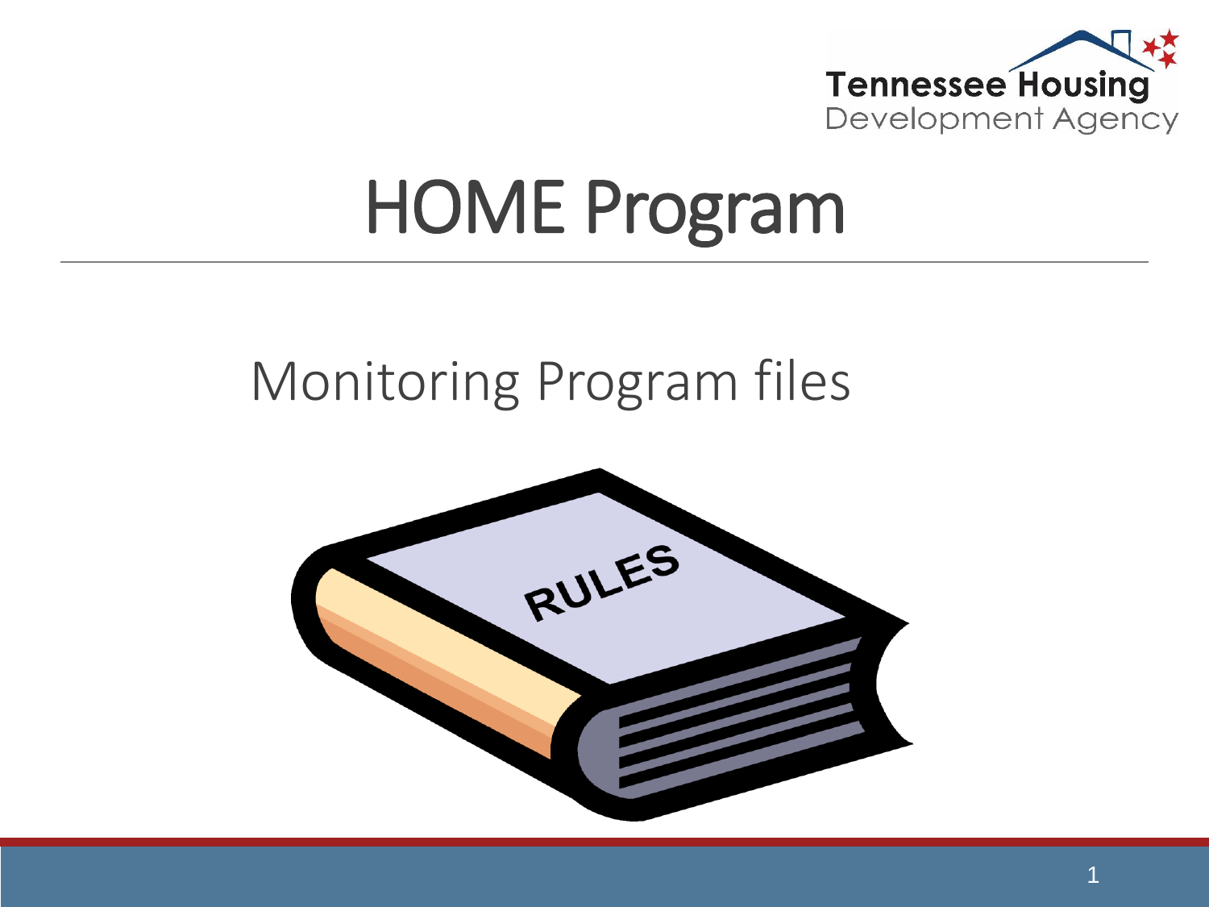# HOME Program

## Monitoring Program files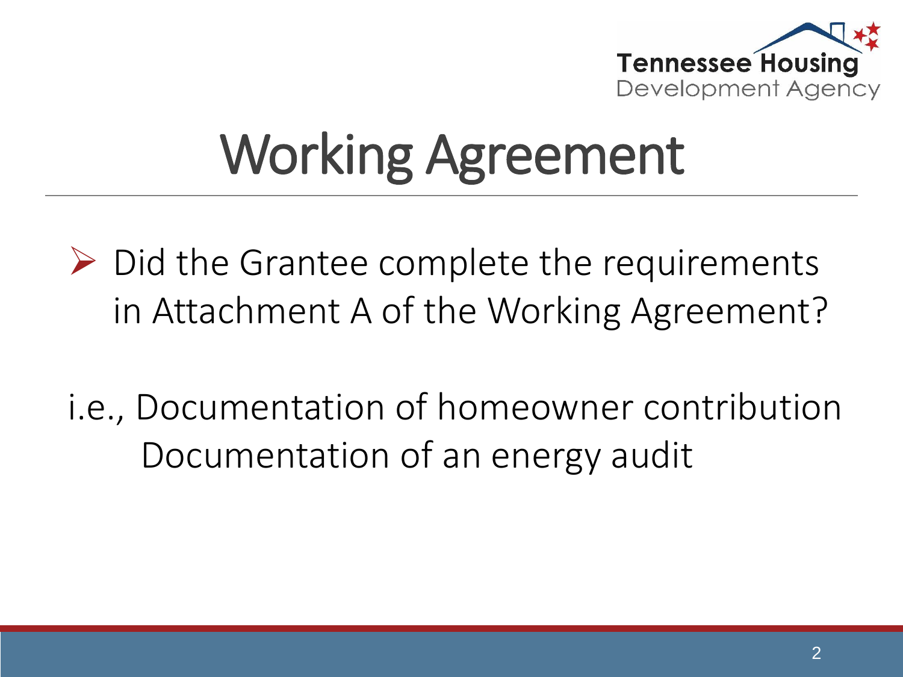# Working Agreement

- Did the Grantee complete the requirements in Attachment A of the Working Agreement?

i.e., Documentation of homeowner contribution
Documentation of an energy audit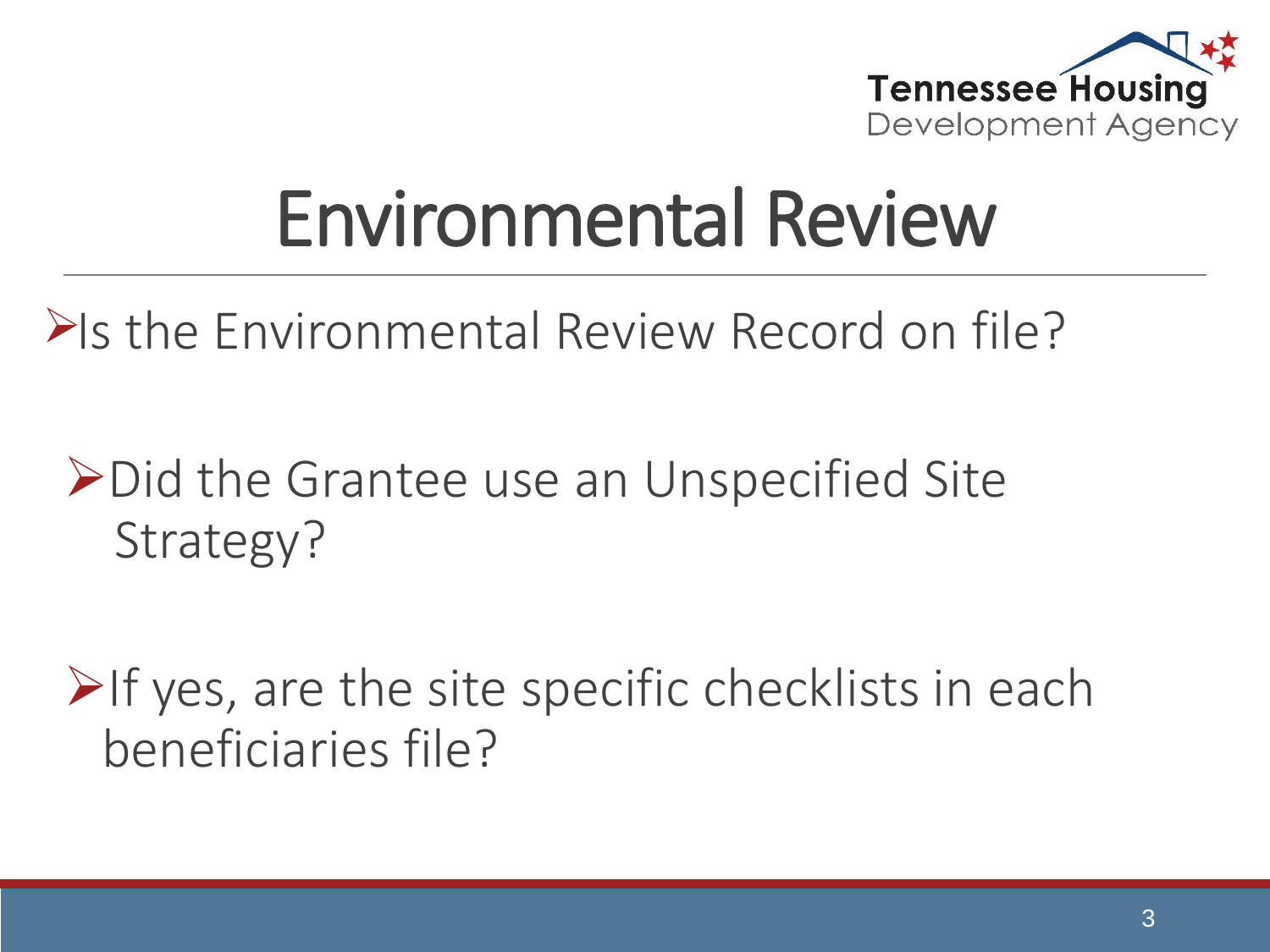# Environmental Review

- Is the Environmental Review Record on file?

  - Did the Grantee use an Unspecified Site Strategy?

  - If yes, are the site specific checklists in each beneficiaries file?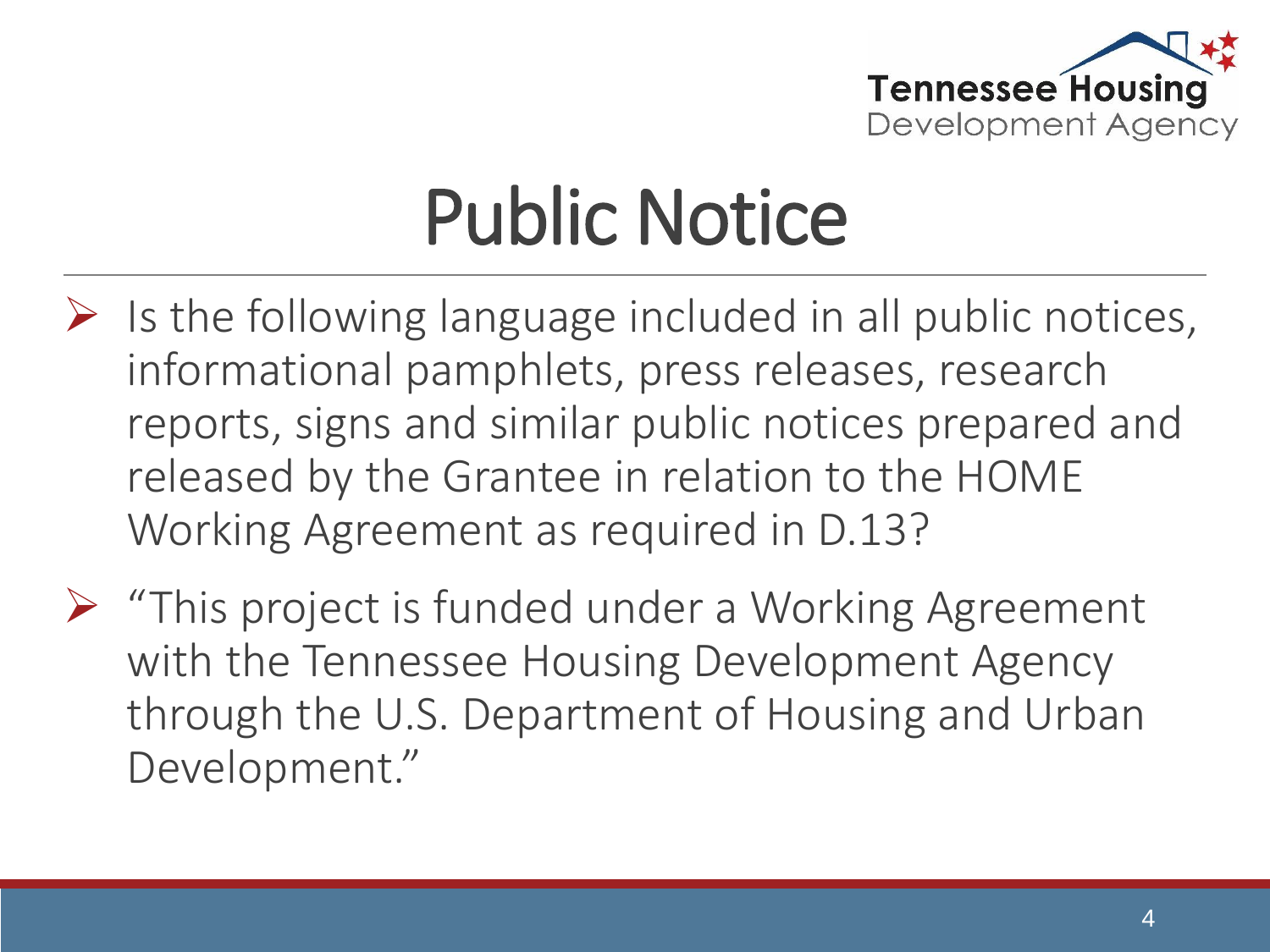# Public Notice

- Is the following language included in all public notices, informational pamphlets, press releases, research reports, signs and similar public notices prepared and released by the Grantee in relation to the HOME Working Agreement as required in D.13?
- "This project is funded under a Working Agreement with the Tennessee Housing Development Agency through the U.S. Department of Housing and Urban Development."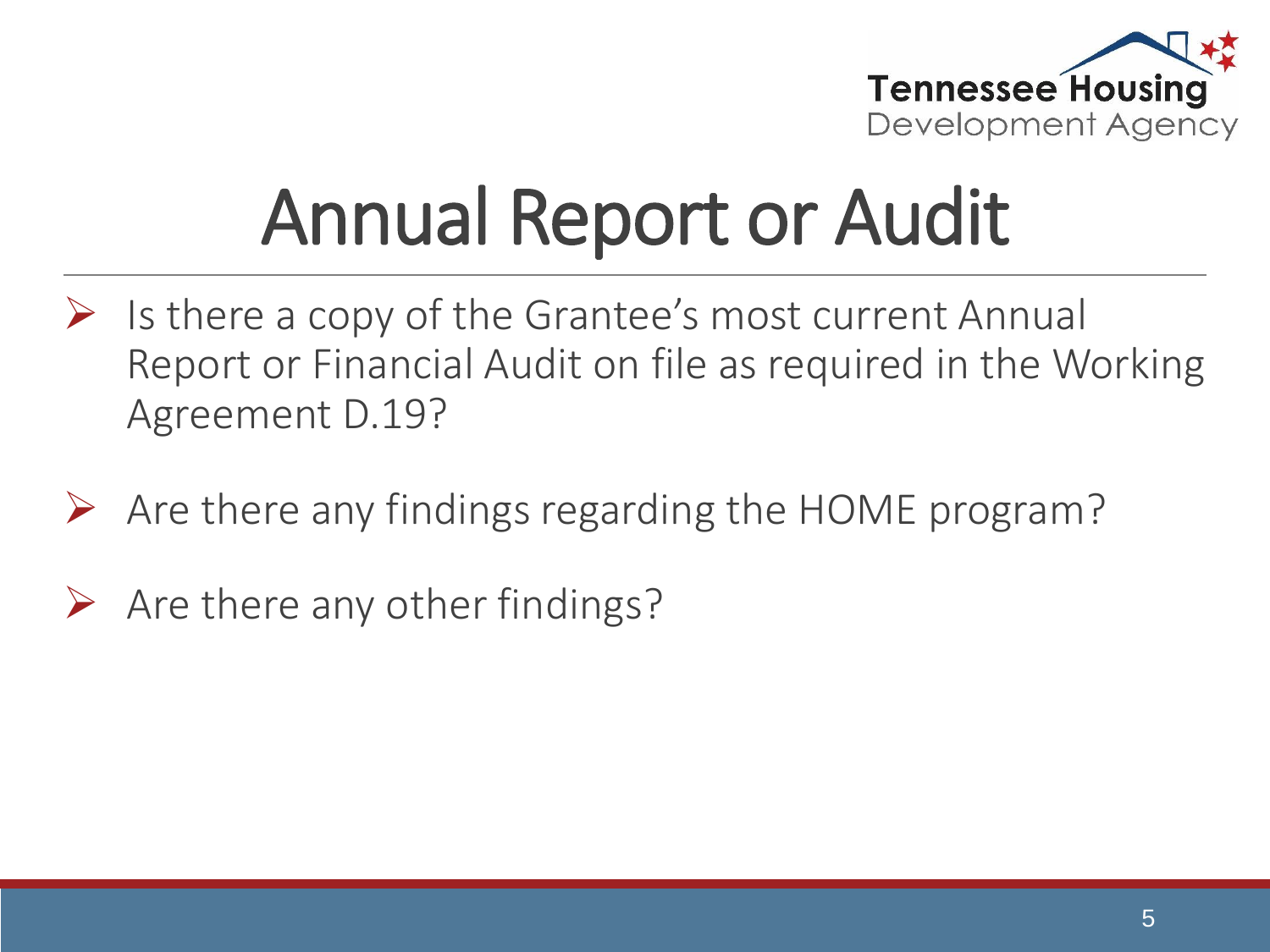# Annual Report or Audit

- Is there a copy of the Grantee's most current Annual Report or Financial Audit on file as required in the Working Agreement D.19?
- Are there any findings regarding the HOME program?
- Are there any other findings?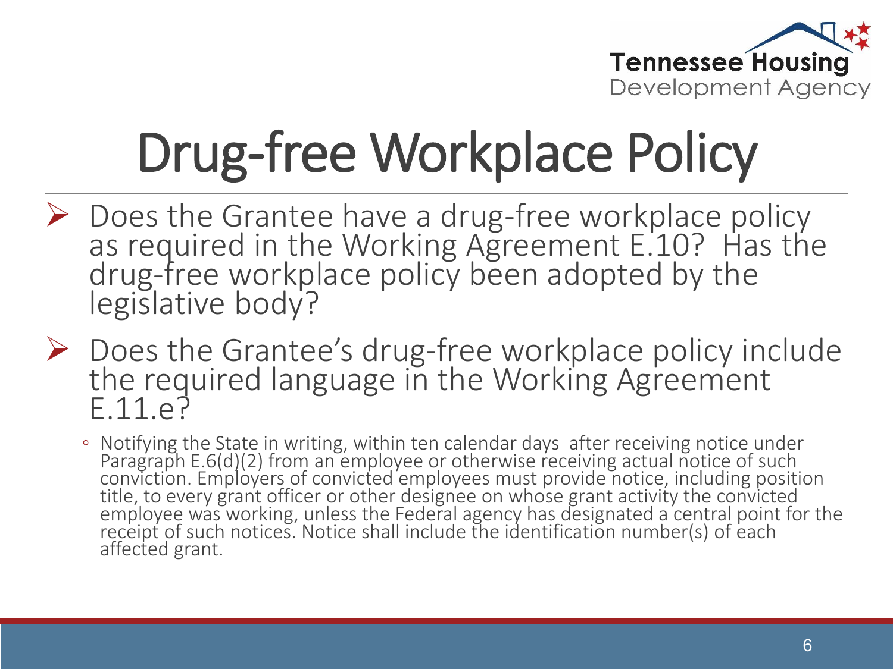# Drug-free Workplace Policy

- Does the Grantee have a drug-free workplace policy as required in the Working Agreement E.10? Has the drug-free workplace policy been adopted by the legislative body?
- Does the Grantee's drug-free workplace policy include the required language in the Working Agreement E.11.e?
  - Notifying the State in writing, within ten calendar days after receiving notice under Paragraph E.6(d)(2) from an employee or otherwise receiving actual notice of such conviction. Employers of convicted employees must provide notice, including position title, to every grant officer or other designee on whose grant activity the convicted employee was working, unless the Federal agency has designated a central point for the receipt of such notices. Notice shall include the identification number(s) of each affected grant.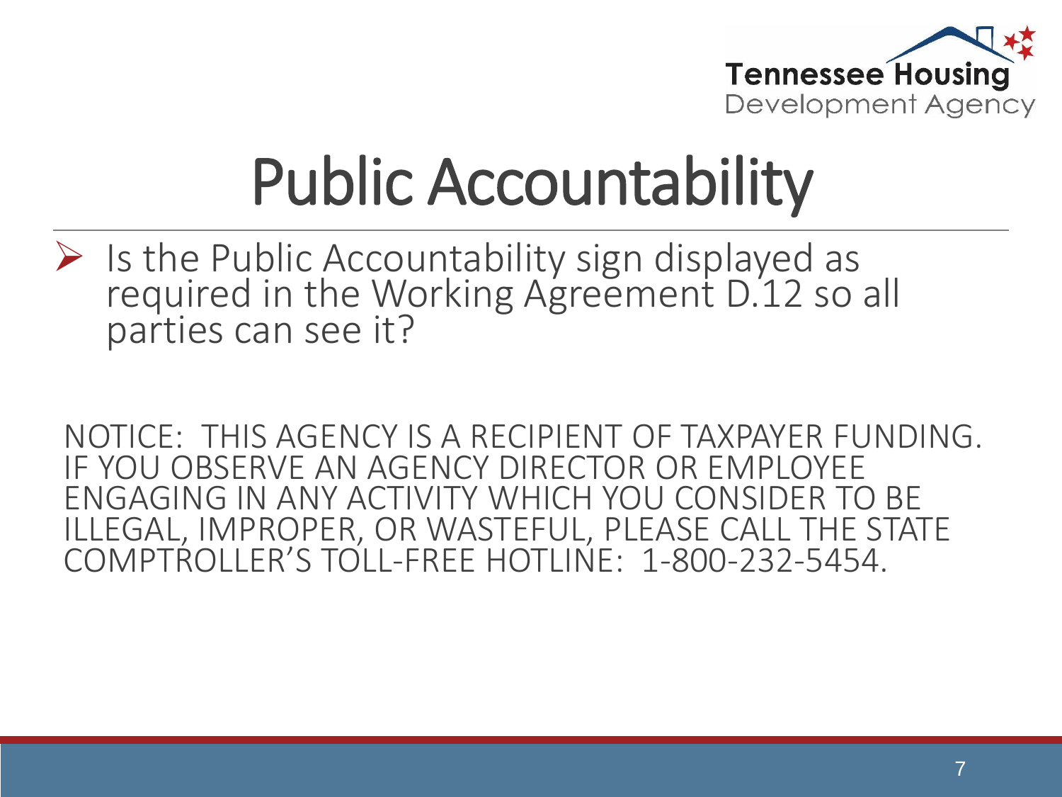# Public Accountability

- Is the Public Accountability sign displayed as required in the Working Agreement D.12 so all parties can see it?

NOTICE: THIS AGENCY IS A RECIPIENT OF TAXPAYER FUNDING. IF YOU OBSERVE AN AGENCY DIRECTOR OR EMPLOYEE ENGAGING IN ANY ACTIVITY WHICH YOU CONSIDER TO BE ILLEGAL, IMPROPER, OR WASTEFUL, PLEASE CALL THE STATE COMPTROLLER'S TOLL-FREE HOTLINE: 1-800-232-5454.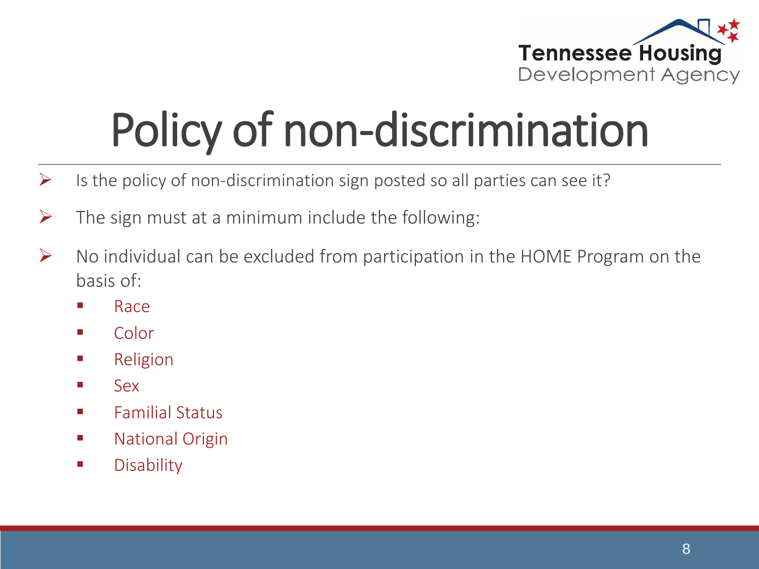# Policy of non-discrimination

- Is the policy of non-discrimination sign posted so all parties can see it?
- The sign must at a minimum include the following:
- No individual can be excluded from participation in the HOME Program on the basis of:
  - Race
  - Color
  - Religion
  - Sex
  - Familial Status
  - National Origin
  - Disability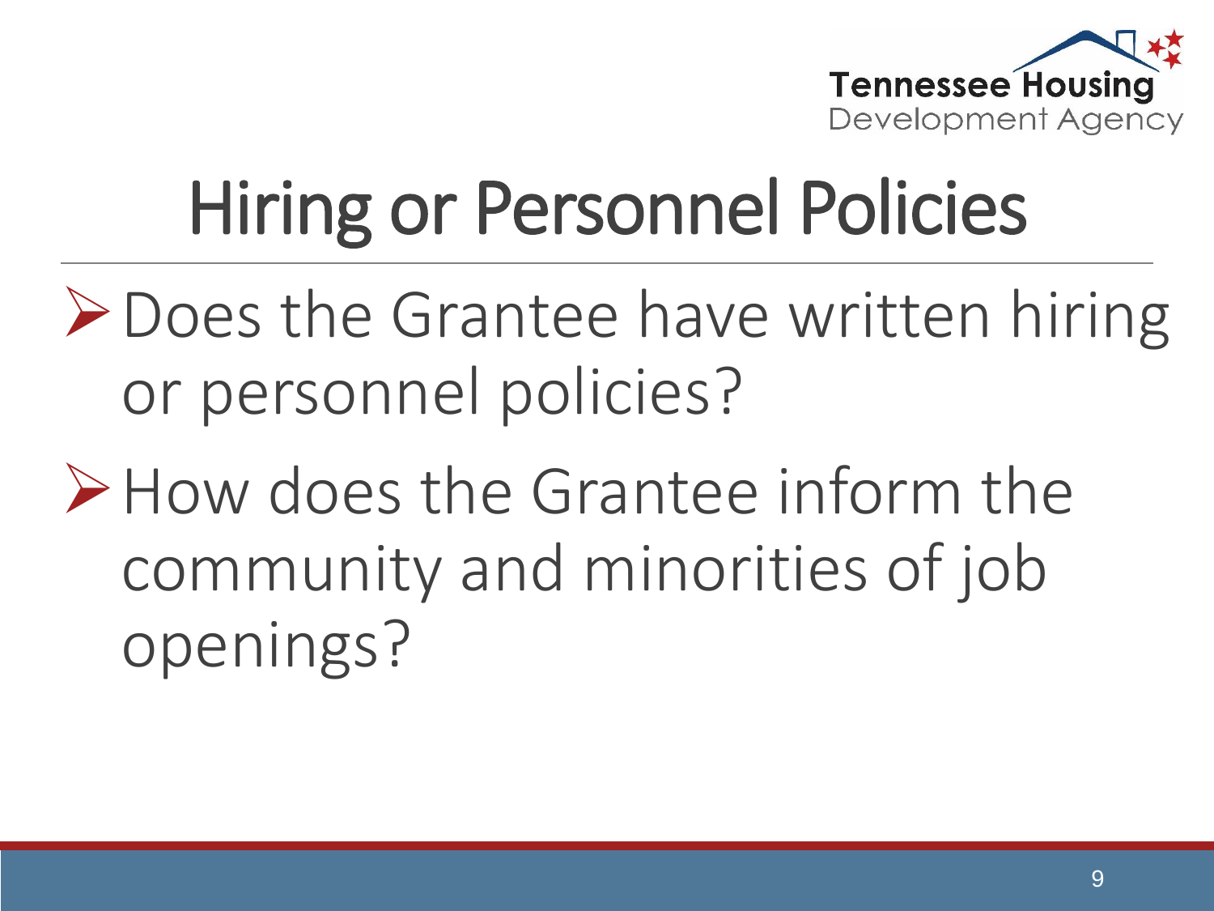# Hiring or Personnel Policies

- Does the Grantee have written hiring or personnel policies?
- How does the Grantee inform the community and minorities of job openings?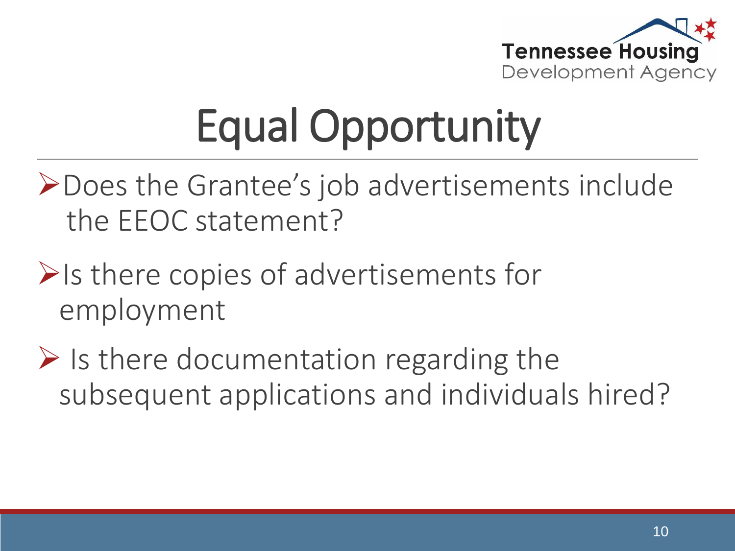# Equal Opportunity

- Does the Grantee's job advertisements include the EEOC statement?
- Is there copies of advertisements for employment
- Is there documentation regarding the subsequent applications and individuals hired?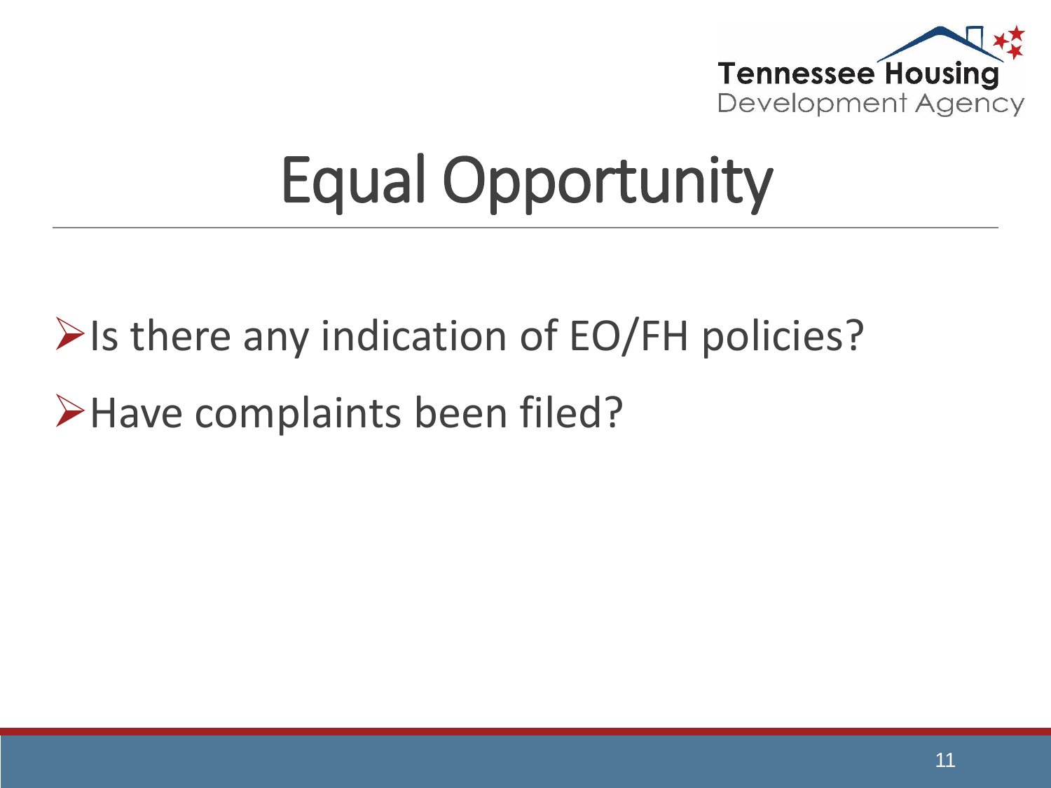# Equal Opportunity

- Is there any indication of EO/FH policies?
- Have complaints been filed?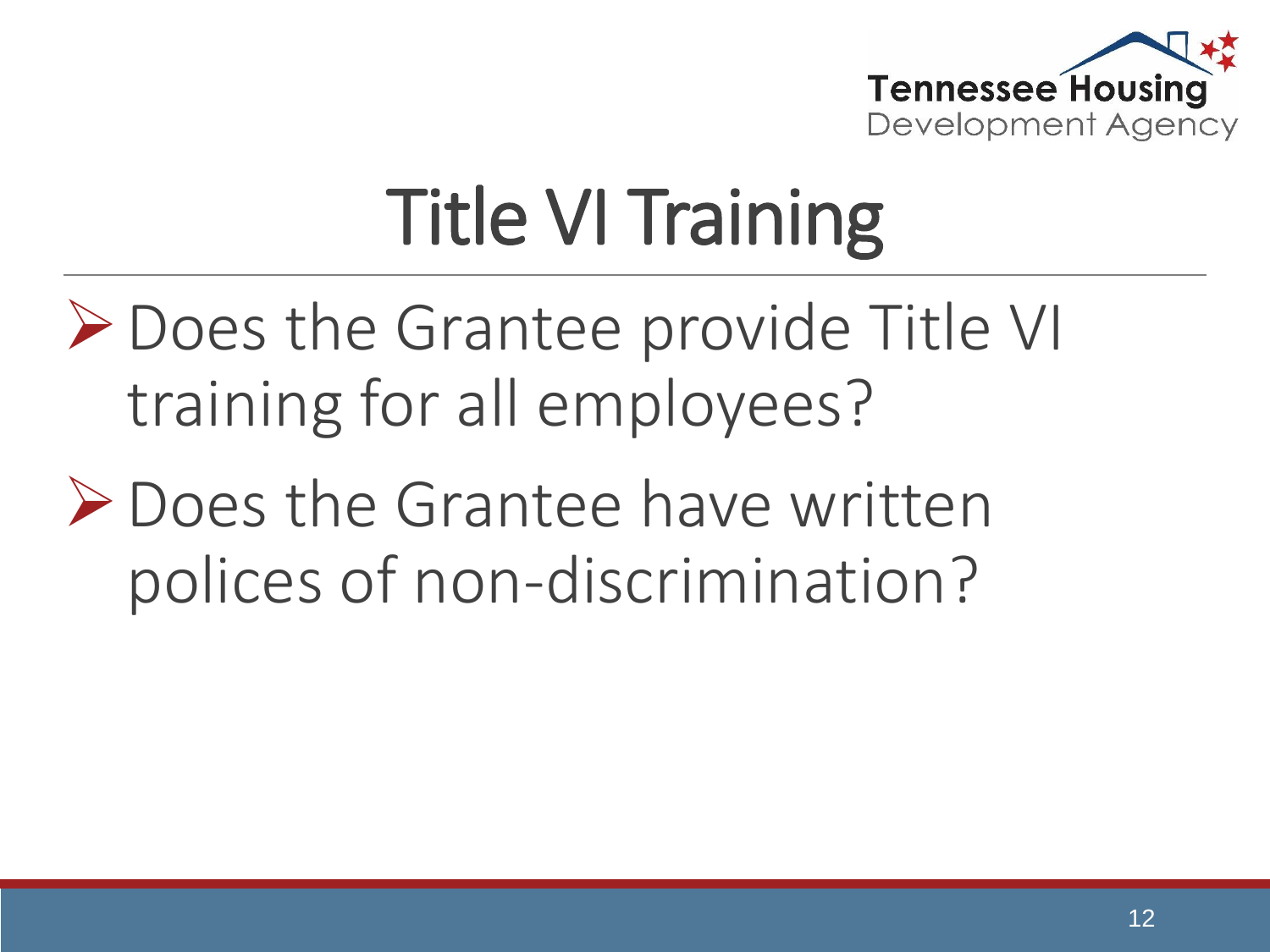# Title VI Training

- Does the Grantee provide Title VI training for all employees?
- Does the Grantee have written polices of non-discrimination?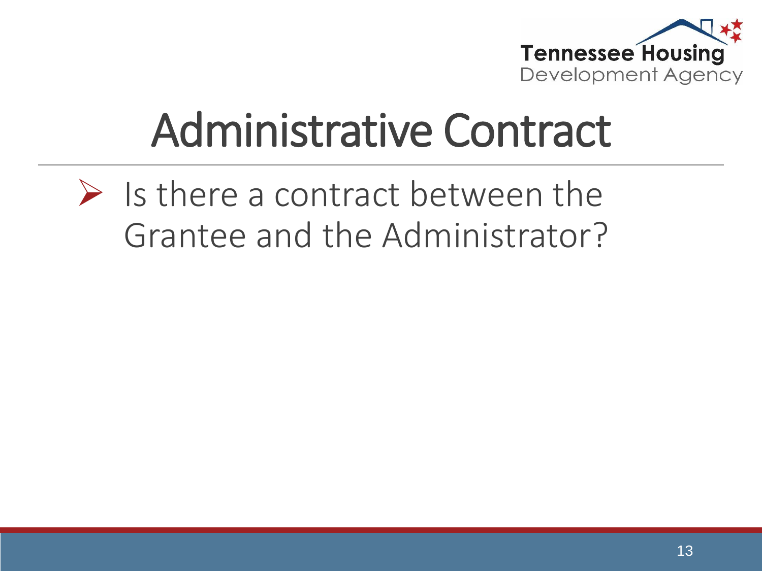# Administrative Contract

- Is there a contract between the Grantee and the Administrator?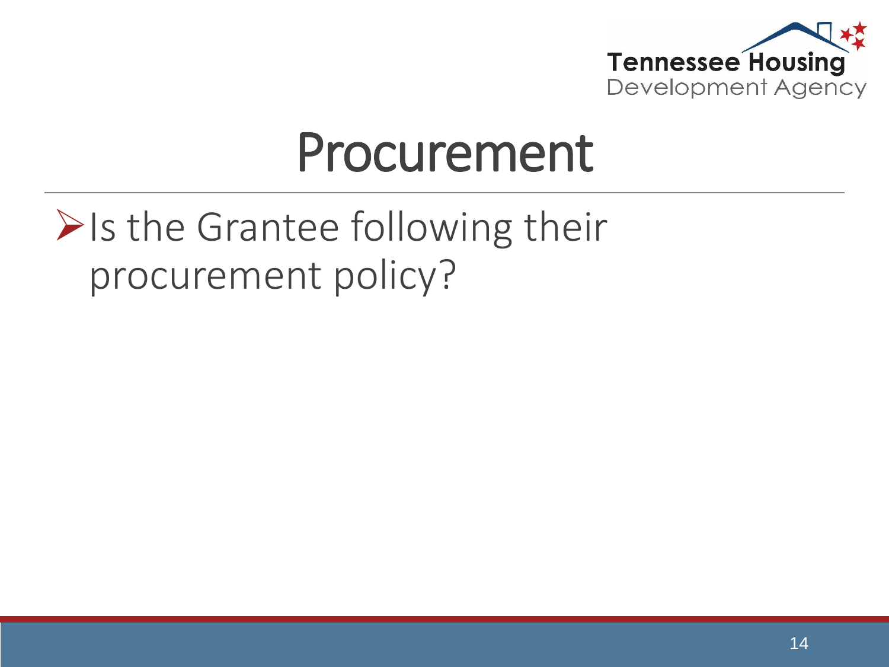# Procurement

- Is the Grantee following their procurement policy?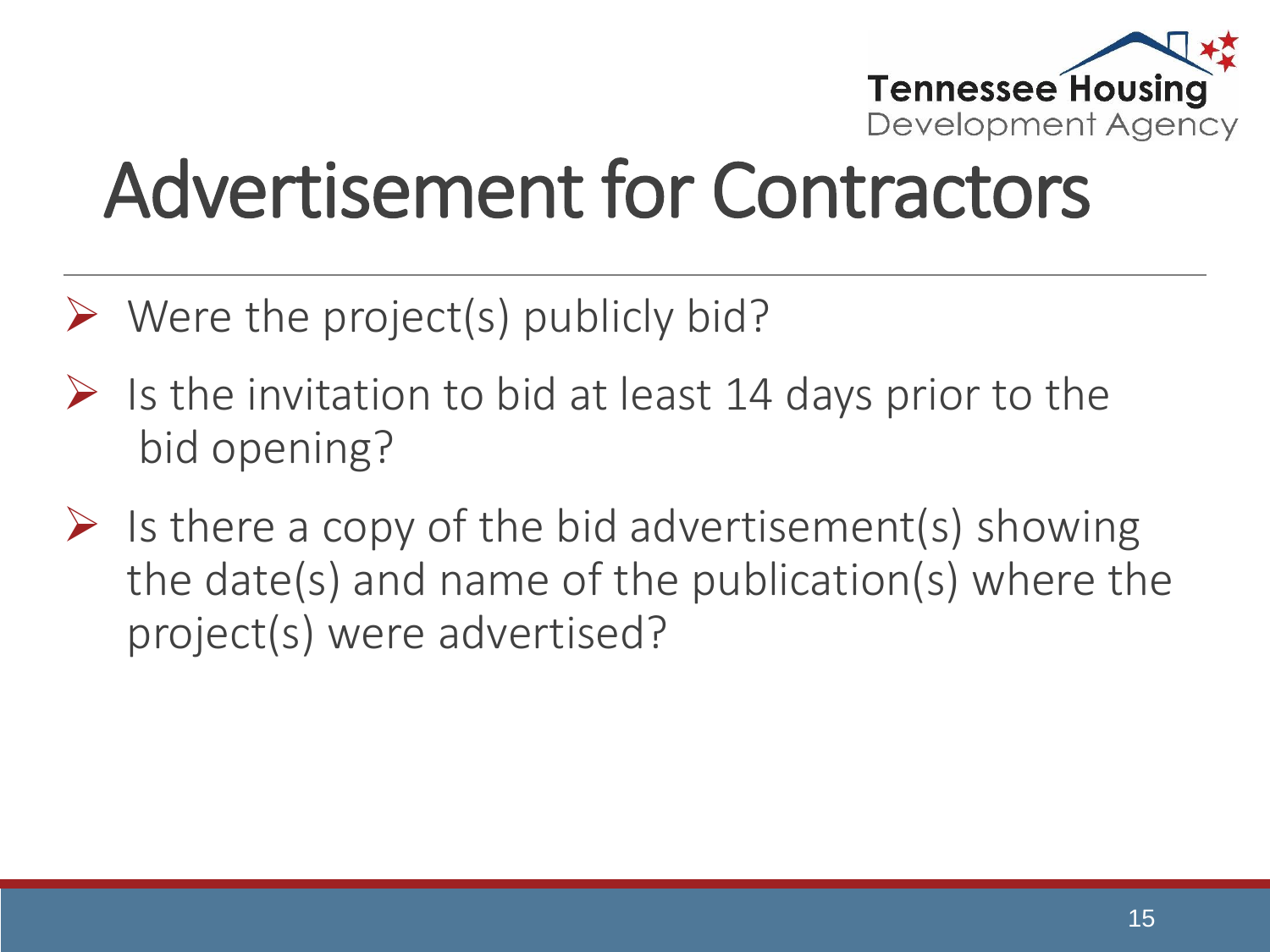# Advertisement for Contractors

- Were the project(s) publicly bid?
- Is the invitation to bid at least 14 days prior to the bid opening?
- Is there a copy of the bid advertisement(s) showing the date(s) and name of the publication(s) where the project(s) were advertised?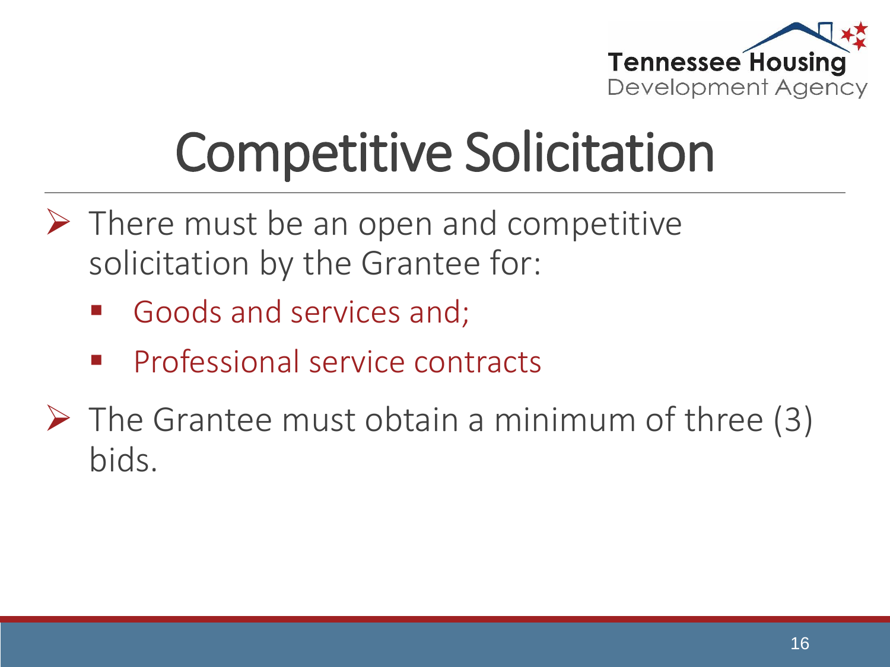# Competitive Solicitation

- There must be an open and competitive solicitation by the Grantee for:
  - Goods and services and;
  - Professional service contracts
- The Grantee must obtain a minimum of three (3) bids.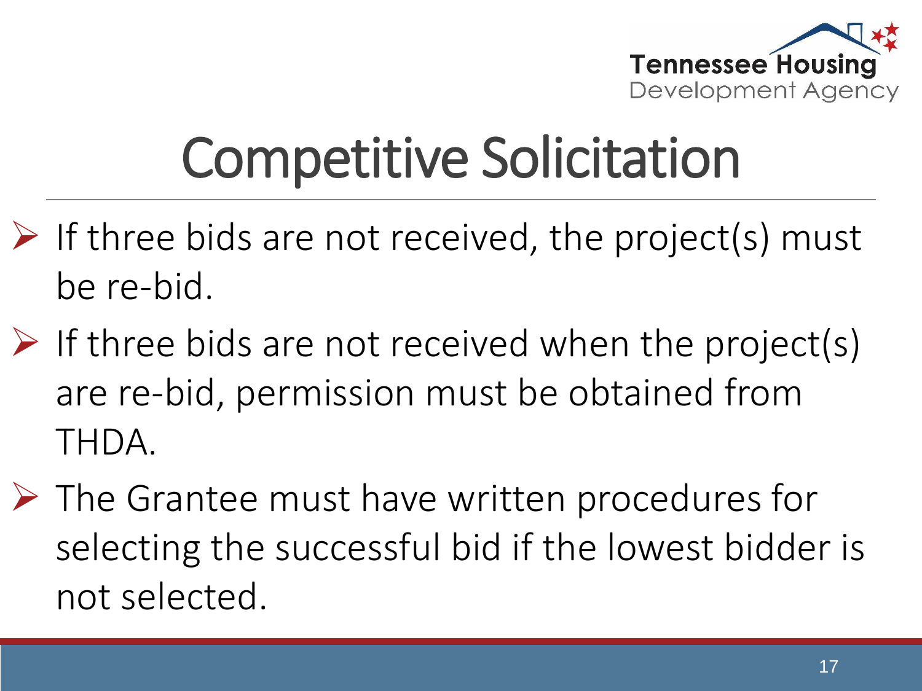# Competitive Solicitation

- If three bids are not received, the project(s) must be re-bid.
- If three bids are not received when the project(s) are re-bid, permission must be obtained from THDA.
- The Grantee must have written procedures for selecting the successful bid if the lowest bidder is not selected.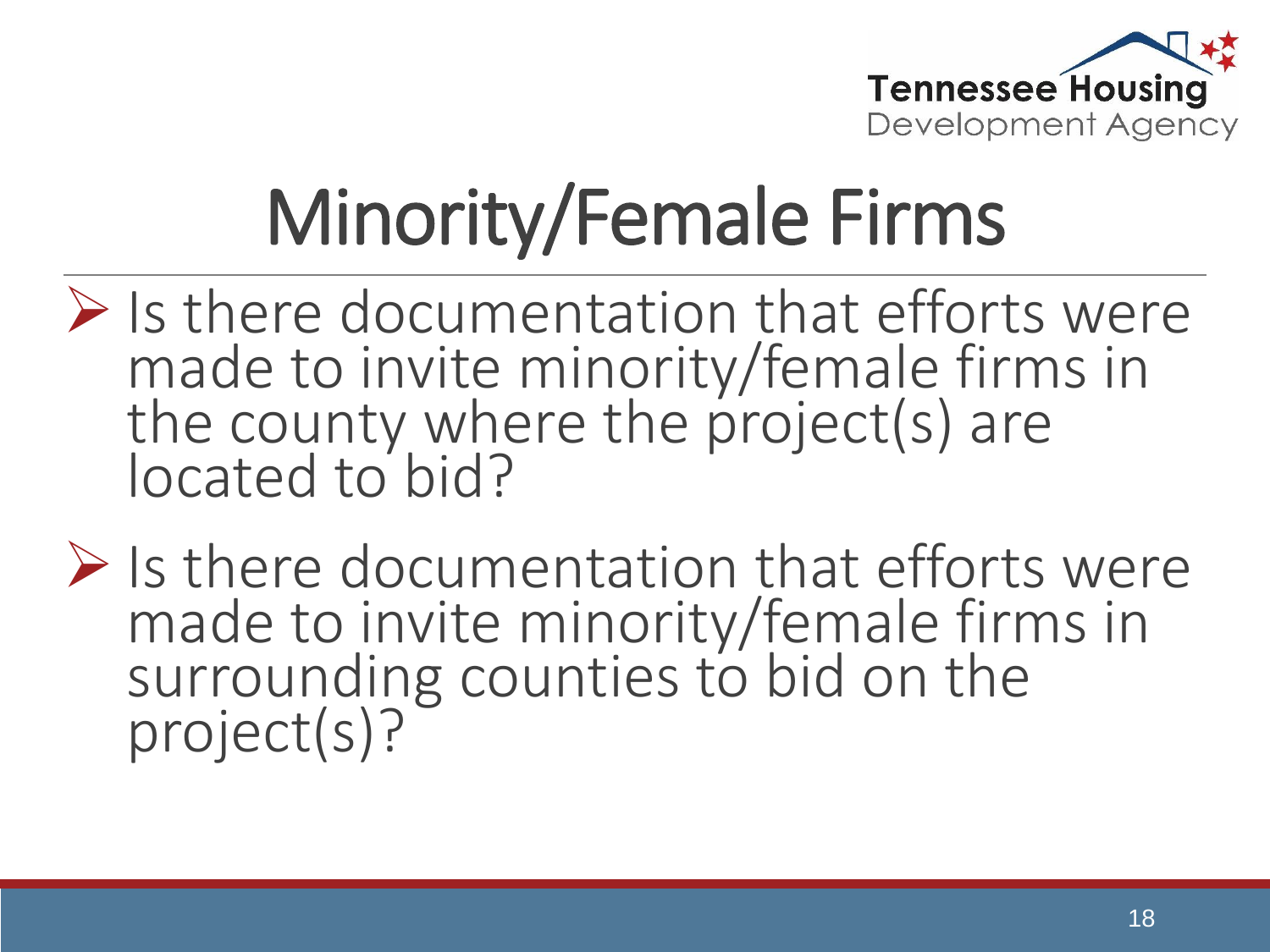# Minority/Female Firms

- Is there documentation that efforts were made to invite minority/female firms in the county where the project(s) are located to bid?
- Is there documentation that efforts were made to invite minority/female firms in surrounding counties to bid on the project(s)?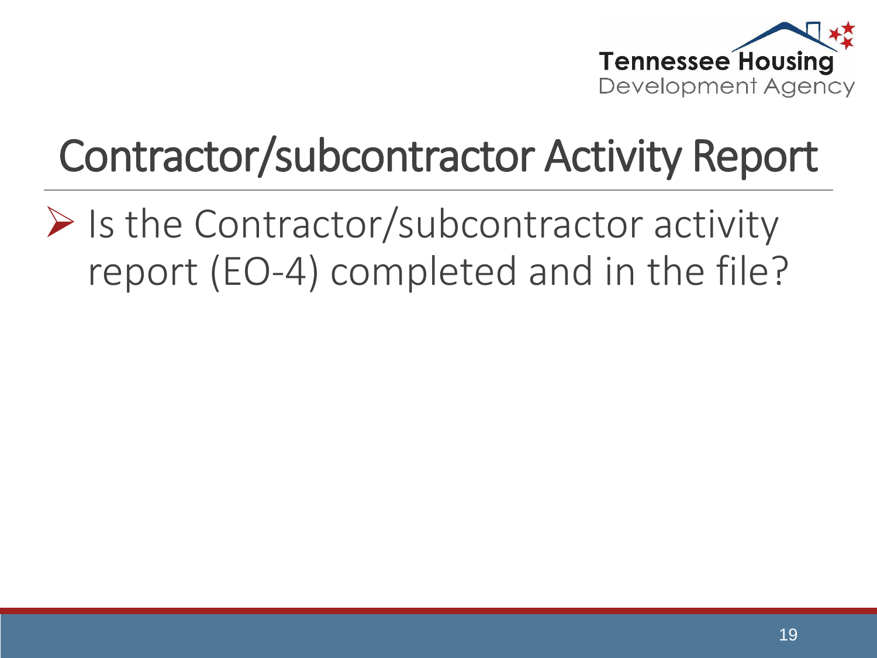# Contractor/subcontractor Activity Report

- Is the Contractor/subcontractor activity report (EO-4) completed and in the file?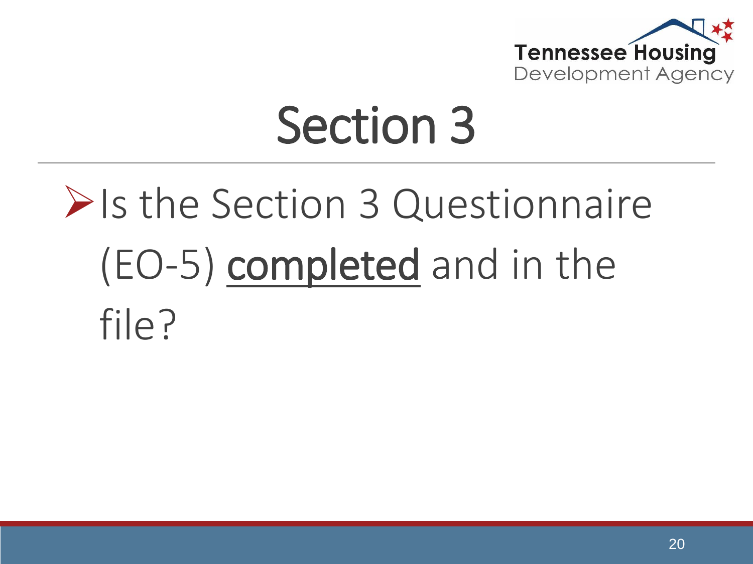# Section 3

- Is the Section 3 Questionnaire (EO-5) <u>completed</u> and in the file?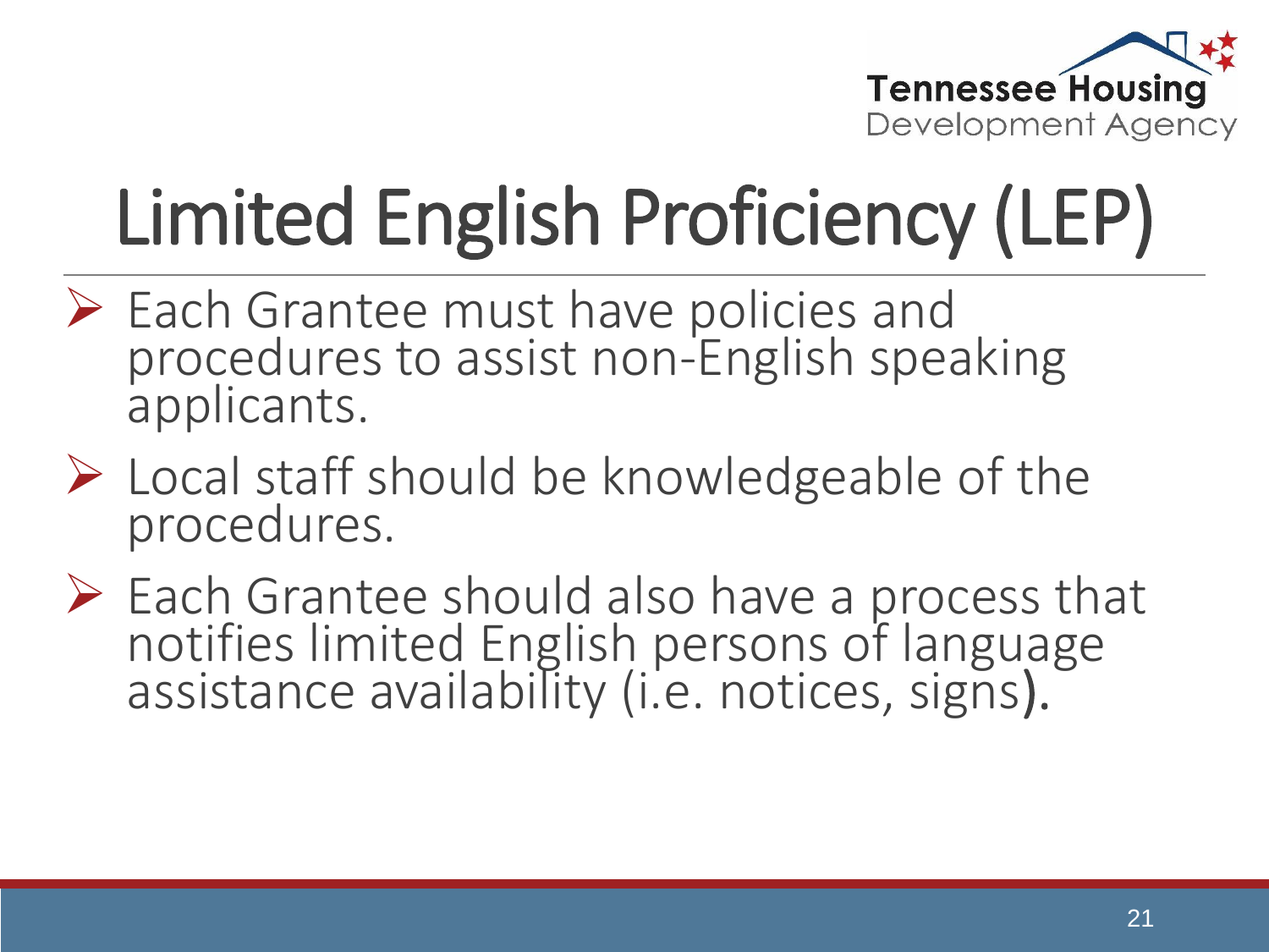# Limited English Proficiency (LEP)

- Each Grantee must have policies and procedures to assist non-English speaking applicants.
- Local staff should be knowledgeable of the procedures.
- Each Grantee should also have a process that notifies limited English persons of language assistance availability (i.e. notices, signs).